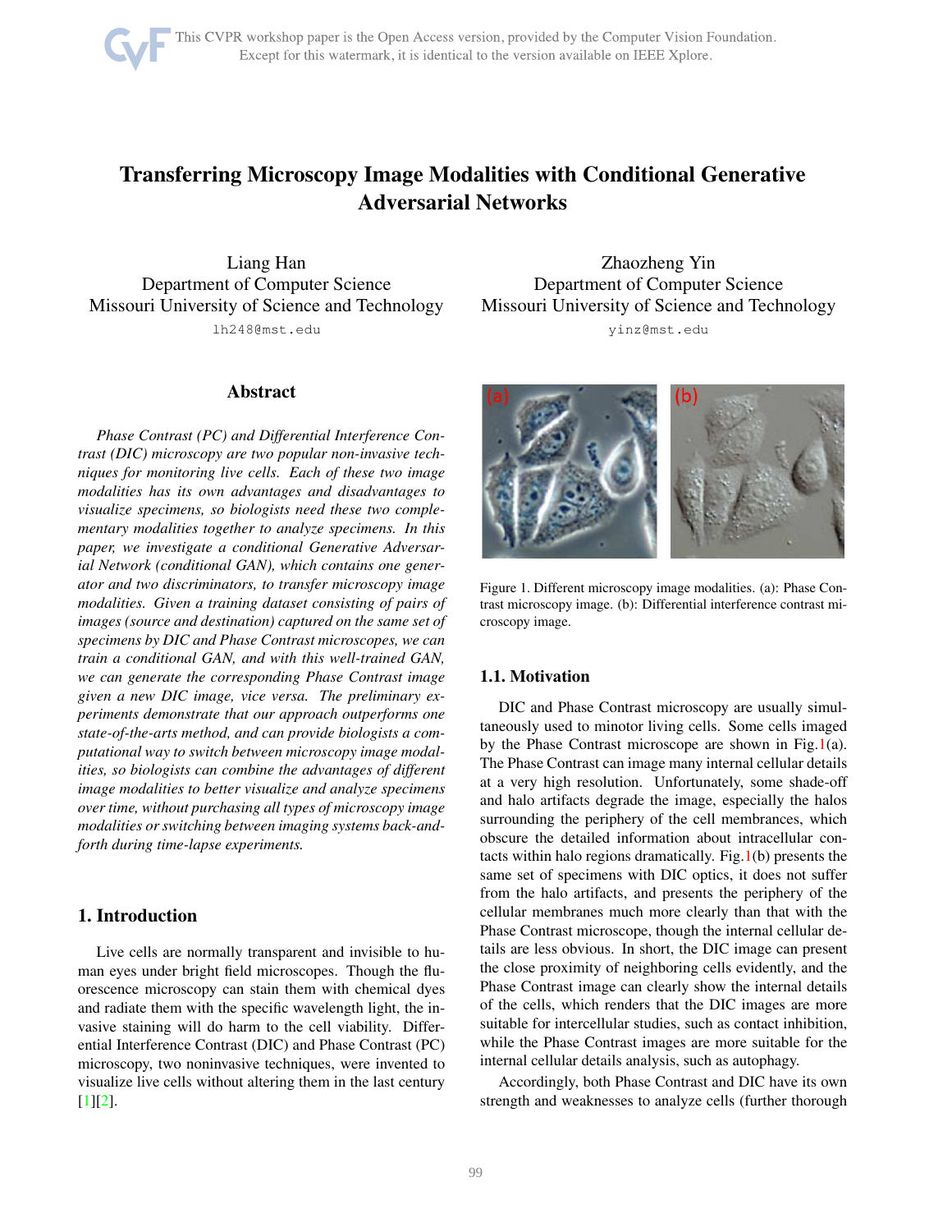# Transferring Microscopy Image Modalities with Conditional Generative Adversarial Networks

Liang Han
Department of Computer Science
Missouri University of Science and Technology
lh248@mst.edu

Zhaozheng Yin
Department of Computer Science
Missouri University of Science and Technology
yinz@mst.edu

## Abstract

*Phase Contrast (PC) and Differential Interference Contrast (DIC) microscopy are two popular non-invasive techniques for monitoring live cells. Each of these two image modalities has its own advantages and disadvantages to visualize specimens, so biologists need these two complementary modalities together to analyze specimens. In this paper, we investigate a conditional Generative Adversarial Network (conditional GAN), which contains one generator and two discriminators, to transfer microscopy image modalities. Given a training dataset consisting of pairs of images (source and destination) captured on the same set of specimens by DIC and Phase Contrast microscopes, we can train a conditional GAN, and with this well-trained GAN, we can generate the corresponding Phase Contrast image given a new DIC image, vice versa. The preliminary experiments demonstrate that our approach outperforms one state-of-the-arts method, and can provide biologists a computational way to switch between microscopy image modalities, so biologists can combine the advantages of different image modalities to better visualize and analyze specimens over time, without purchasing all types of microscopy image modalities or switching between imaging systems back-and-forth during time-lapse experiments.*

## 1. Introduction

Live cells are normally transparent and invisible to human eyes under bright field microscopes. Though the fluorescence microscopy can stain them with chemical dyes and radiate them with the specific wavelength light, the invasive staining will do harm to the cell viability. Differential Interference Contrast (DIC) and Phase Contrast (PC) microscopy, two noninvasive techniques, were invented to visualize live cells without altering them in the last century [1][2].

(a) (b)

Figure 1. Different microscopy image modalities. (a): Phase Contrast microscopy image. (b): Differential interference contrast microscopy image.

### 1.1. Motivation

DIC and Phase Contrast microscopy are usually simultaneously used to minotor living cells. Some cells imaged by the Phase Contrast microscope are shown in Fig.1(a). The Phase Contrast can image many internal cellular details at a very high resolution. Unfortunately, some shade-off and halo artifacts degrade the image, especially the halos surrounding the periphery of the cell membrances, which obscure the detailed information about intracellular contacts within halo regions dramatically. Fig.1(b) presents the same set of specimens with DIC optics, it does not suffer from the halo artifacts, and presents the periphery of the cellular membranes much more clearly than that with the Phase Contrast microscope, though the internal cellular details are less obvious. In short, the DIC image can present the close proximity of neighboring cells evidently, and the Phase Contrast image can clearly show the internal details of the cells, which renders that the DIC images are more suitable for intercellular studies, such as contact inhibition, while the Phase Contrast images are more suitable for the internal cellular details analysis, such as autophagy.

Accordingly, both Phase Contrast and DIC have its own strength and weaknesses to analyze cells (further thorough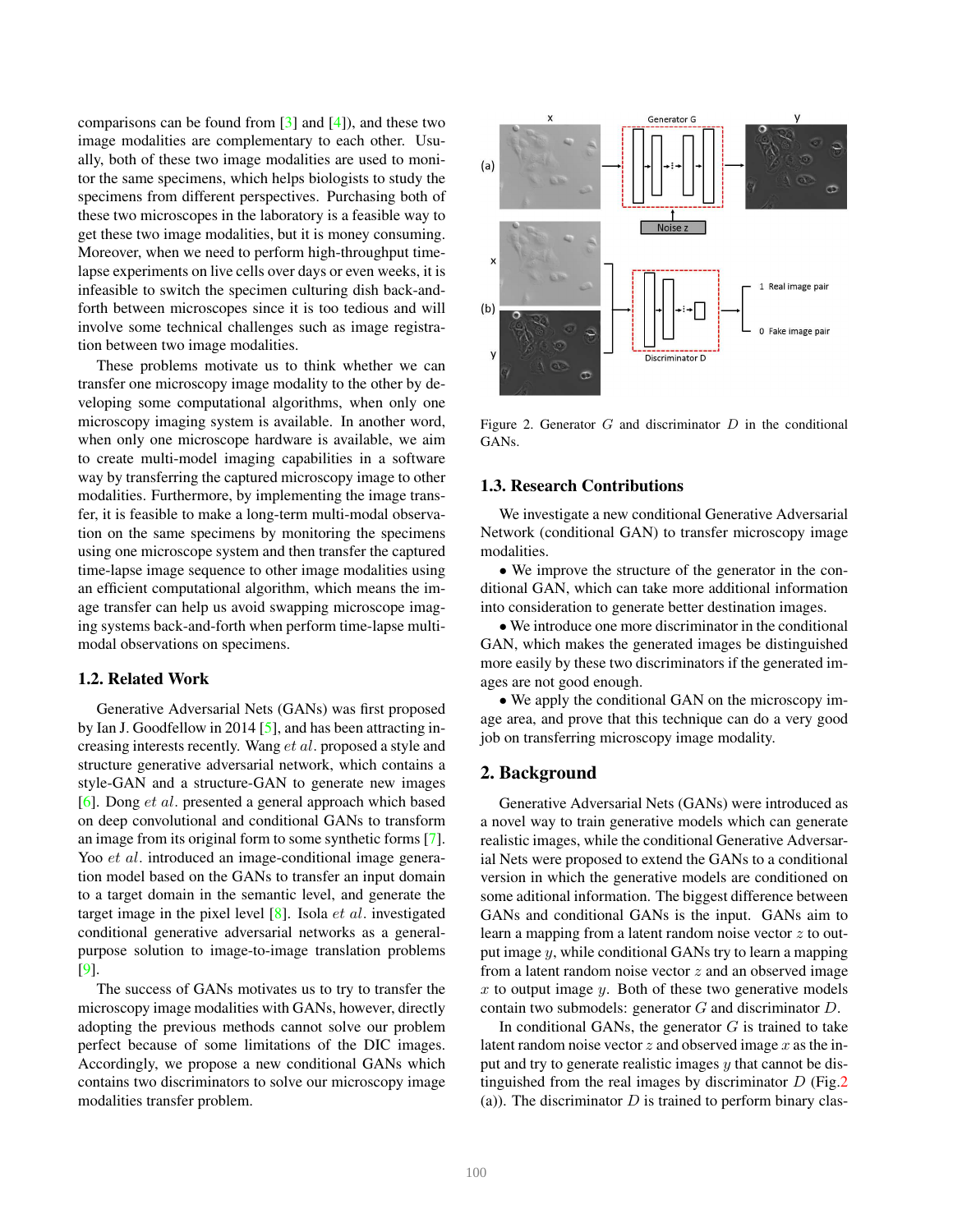comparisons can be found from [3] and [4]), and these two image modalities are complementary to each other. Usually, both of these two image modalities are used to monitor the same specimens, which helps biologists to study the specimens from different perspectives. Purchasing both of these two microscopes in the laboratory is a feasible way to get these two image modalities, but it is money consuming. Moreover, when we need to perform high-throughput time-lapse experiments on live cells over days or even weeks, it is infeasible to switch the specimen culturing dish back-and-forth between microscopes since it is too tedious and will involve some technical challenges such as image registration between two image modalities.

These problems motivate us to think whether we can transfer one microscopy image modality to the other by developing some computational algorithms, when only one microscopy imaging system is available. In another word, when only one microscope hardware is available, we aim to create multi-model imaging capabilities in a software way by transferring the captured microscopy image to other modalities. Furthermore, by implementing the image transfer, it is feasible to make a long-term multi-modal observation on the same specimens by monitoring the specimens using one microscope system and then transfer the captured time-lapse image sequence to other image modalities using an efficient computational algorithm, which means the image transfer can help us avoid swapping microscope imaging systems back-and-forth when perform time-lapse multi-modal observations on specimens.

### 1.2. Related Work

Generative Adversarial Nets (GANs) was first proposed by Ian J. Goodfellow in 2014 [5], and has been attracting increasing interests recently. Wang *et al*. proposed a style and structure generative adversarial network, which contains a style-GAN and a structure-GAN to generate new images [6]. Dong *et al*. presented a general approach which based on deep convolutional and conditional GANs to transform an image from its original form to some synthetic forms [7]. Yoo *et al*. introduced an image-conditional image generation model based on the GANs to transfer an input domain to a target domain in the semantic level, and generate the target image in the pixel level [8]. Isola *et al*. investigated conditional generative adversarial networks as a general-purpose solution to image-to-image translation problems [9].

The success of GANs motivates us to try to transfer the microscopy image modalities with GANs, however, directly adopting the previous methods cannot solve our problem perfect because of some limitations of the DIC images. Accordingly, we propose a new conditional GANs which contains two discriminators to solve our microscopy image modalities transfer problem.

x

Generator G

y

(a)

Noise z

x

(b)

y

1 Real image pair

0 Fake image pair

Discriminator D

Figure 2. Generator $G$ and discriminator $D$ in the conditional GANs.

### 1.3. Research Contributions

We investigate a new conditional Generative Adversarial Network (conditional GAN) to transfer microscopy image modalities.

- We improve the structure of the generator in the conditional GAN, which can take more additional information into consideration to generate better destination images.
- We introduce one more discriminator in the conditional GAN, which makes the generated images be distinguished more easily by these two discriminators if the generated images are not good enough.
- We apply the conditional GAN on the microscopy image area, and prove that this technique can do a very good job on transferring microscopy image modality.

## 2. Background

Generative Adversarial Nets (GANs) were introduced as a novel way to train generative models which can generate realistic images, while the conditional Generative Adversarial Nets were proposed to extend the GANs to a conditional version in which the generative models are conditioned on some aditional information. The biggest difference between GANs and conditional GANs is the input. GANs aim to learn a mapping from a latent random noise vector $z$ to output image $y$, while conditional GANs try to learn a mapping from a latent random noise vector $z$ and an observed image $x$ to output image $y$. Both of these two generative models contain two submodels: generator $G$ and discriminator $D$.

In conditional GANs, the generator $G$ is trained to take latent random noise vector $z$ and observed image $x$ as the input and try to generate realistic images $y$ that cannot be distinguished from the real images by discriminator $D$ (Fig.2 (a)). The discriminator $D$ is trained to perform binary clas-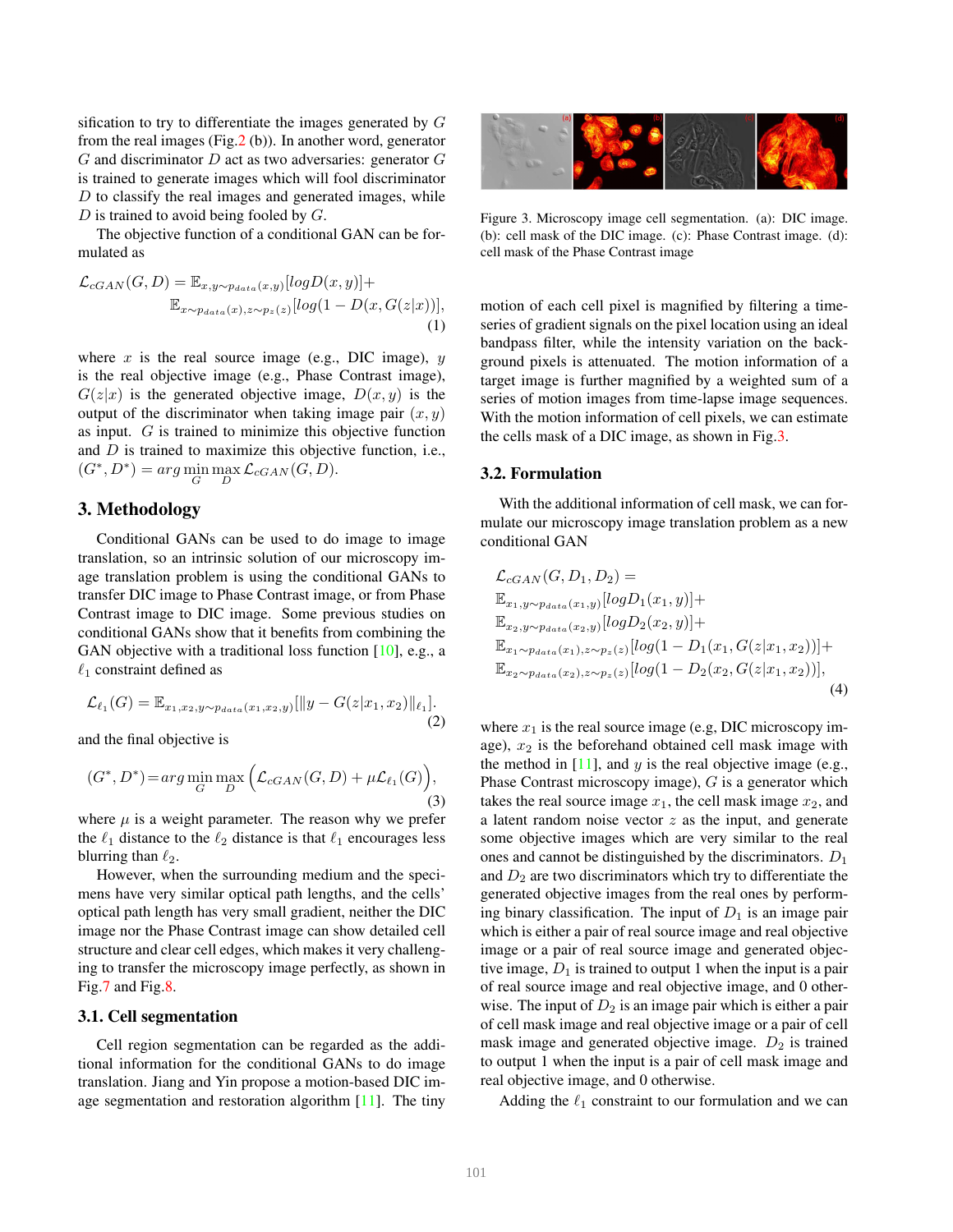sification to try to differentiate the images generated by $G$ from the real images (Fig.2 (b)). In another word, generator $G$ and discriminator $D$ act as two adversaries: generator $G$ is trained to generate images which will fool discriminator $D$ to classify the real images and generated images, while $D$ is trained to avoid being fooled by $G$.

The objective function of a conditional GAN can be formulated as

$$\mathcal{L}_{cGAN}(G,D) = \mathbb{E}_{x,y\sim p_{data}(x,y)}[logD(x,y)] + \mathbb{E}_{x\sim p_{data}(x),z\sim p_z(z)}[log(1-D(x,G(z|x))], \tag{1}$$

where $x$ is the real source image (e.g., DIC image), $y$ is the real objective image (e.g., Phase Contrast image), $G(z|x)$ is the generated objective image, $D(x,y)$ is the output of the discriminator when taking image pair $(x,y)$ as input. $G$ is trained to minimize this objective function and $D$ is trained to maximize this objective function, i.e., $(G^*,D^*) = arg\min_G \max_D \mathcal{L}_{cGAN}(G,D)$.

## 3. Methodology

Conditional GANs can be used to do image to image translation, so an intrinsic solution of our microscopy image translation problem is using the conditional GANs to transfer DIC image to Phase Contrast image, or from Phase Contrast image to DIC image. Some previous studies on conditional GANs show that it benefits from combining the GAN objective with a traditional loss function [10], e.g., a $\ell_1$ constraint defined as

$$\mathcal{L}_{\ell_1}(G) = \mathbb{E}_{x_1,x_2,y\sim p_{data}(x_1,x_2,y)}[\|y - G(z|x_1,x_2)\|_{\ell_1}]. \tag{2}$$

and the final objective is

$$(G^*,D^*) = arg\min_G \max_D \left(\mathcal{L}_{cGAN}(G,D) + \mu\mathcal{L}_{\ell_1}(G)\right), \tag{3}$$

where $\mu$ is a weight parameter. The reason why we prefer the $\ell_1$ distance to the $\ell_2$ distance is that $\ell_1$ encourages less blurring than $\ell_2$.

However, when the surrounding medium and the specimens have very similar optical path lengths, and the cells' optical path length has very small gradient, neither the DIC image nor the Phase Contrast image can show detailed cell structure and clear cell edges, which makes it very challenging to transfer the microscopy image perfectly, as shown in Fig.7 and Fig.8.

### 3.1. Cell segmentation

Cell region segmentation can be regarded as the additional information for the conditional GANs to do image translation. Jiang and Yin propose a motion-based DIC image segmentation and restoration algorithm [11]. The tiny motion of each cell pixel is magnified by filtering a time-series of gradient signals on the pixel location using an ideal bandpass filter, while the intensity variation on the background pixels is attenuated. The motion information of a target image is further magnified by a weighted sum of a series of motion images from time-lapse image sequences. With the motion information of cell pixels, we can estimate the cells mask of a DIC image, as shown in Fig.3.

Figure 3. Microscopy image cell segmentation. (a): DIC image. (b): cell mask of the DIC image. (c): Phase Contrast image. (d): cell mask of the Phase Contrast image

### 3.2. Formulation

With the additional information of cell mask, we can formulate our microscopy image translation problem as a new conditional GAN

$$\begin{aligned}
&\mathcal{L}_{cGAN}(G,D_1,D_2) = \\
&\mathbb{E}_{x_1,y\sim p_{data}(x_1,y)}[logD_1(x_1,y)] + \\
&\mathbb{E}_{x_2,y\sim p_{data}(x_2,y)}[logD_2(x_2,y)] + \\
&\mathbb{E}_{x_1\sim p_{data}(x_1),z\sim p_z(z)}[log(1-D_1(x_1,G(z|x_1,x_2))] + \\
&\mathbb{E}_{x_2\sim p_{data}(x_2),z\sim p_z(z)}[log(1-D_2(x_2,G(z|x_1,x_2))],
\end{aligned} \tag{4}$$

where $x_1$ is the real source image (e.g, DIC microscopy image), $x_2$ is the beforehand obtained cell mask image with the method in [11], and $y$ is the real objective image (e.g., Phase Contrast microscopy image), $G$ is a generator which takes the real source image $x_1$, the cell mask image $x_2$, and a latent random noise vector $z$ as the input, and generate some objective images which are very similar to the real ones and cannot be distinguished by the discriminators. $D_1$ and $D_2$ are two discriminators which try to differentiate the generated objective images from the real ones by performing binary classification. The input of $D_1$ is an image pair which is either a pair of real source image and real objective image or a pair of real source image and generated objective image, $D_1$ is trained to output 1 when the input is a pair of real source image and real objective image, and 0 otherwise. The input of $D_2$ is an image pair which is either a pair of cell mask image and real objective image or a pair of cell mask image and generated objective image. $D_2$ is trained to output 1 when the input is a pair of cell mask image and real objective image, and 0 otherwise.

Adding the $\ell_1$ constraint to our formulation and we can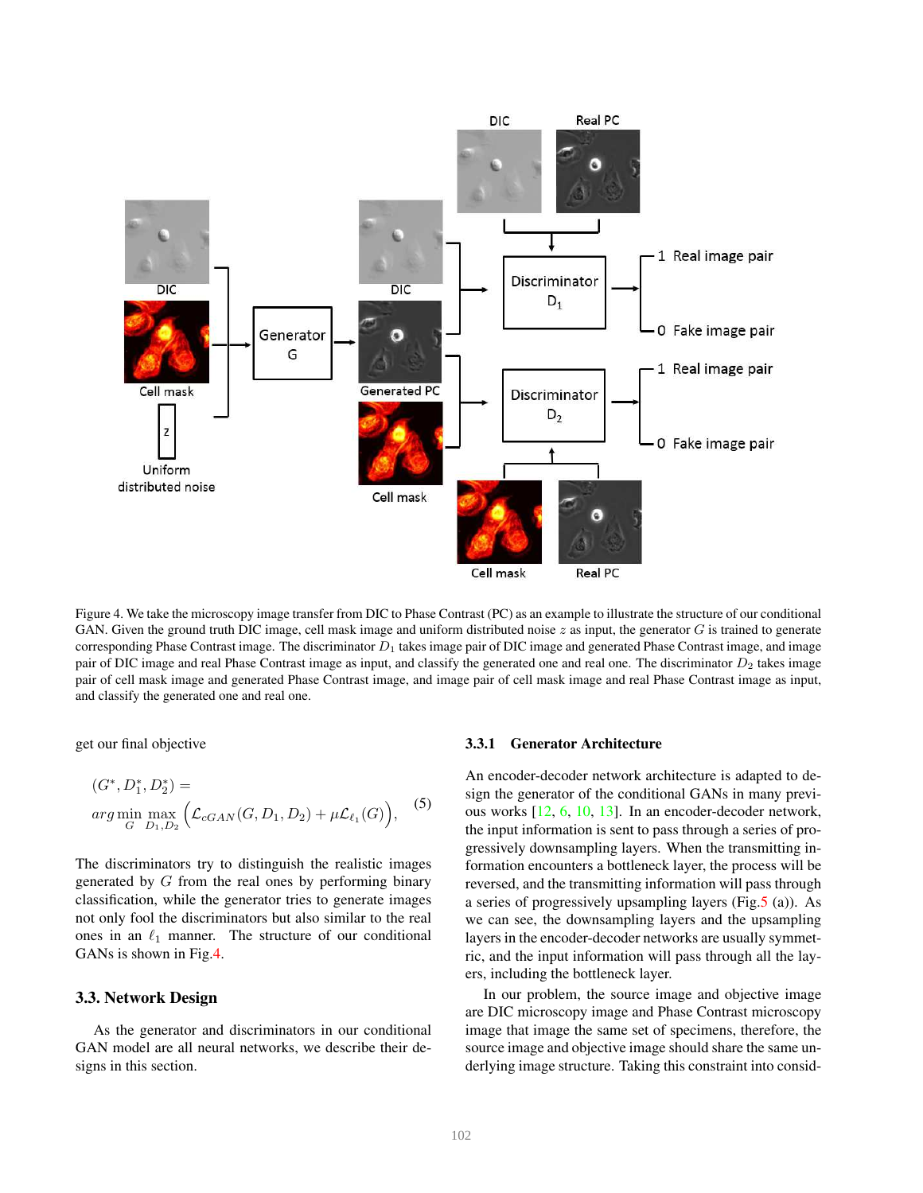Figure 4. We take the microscopy image transfer from DIC to Phase Contrast (PC) as an example to illustrate the structure of our conditional GAN. Given the ground truth DIC image, cell mask image and uniform distributed noise $z$ as input, the generator $G$ is trained to generate corresponding Phase Contrast image. The discriminator $D_1$ takes image pair of DIC image and generated Phase Contrast image, and image pair of DIC image and real Phase Contrast image as input, and classify the generated one and real one. The discriminator $D_2$ takes image pair of cell mask image and generated Phase Contrast image, and image pair of cell mask image and real Phase Contrast image as input, and classify the generated one and real one.

get our final objective

$$(G^*, D_1^*, D_2^*) = \\ arg \min_{G} \max_{D_1, D_2} \Big( \mathcal{L}_{cGAN}(G, D_1, D_2) + \mu \mathcal{L}_{\ell_1}(G) \Big), \quad (5)$$

The discriminators try to distinguish the realistic images generated by $G$ from the real ones by performing binary classification, while the generator tries to generate images not only fool the discriminators but also similar to the real ones in an $\ell_1$ manner. The structure of our conditional GANs is shown in Fig.4.

## 3.3. Network Design

As the generator and discriminators in our conditional GAN model are all neural networks, we describe their designs in this section.

### 3.3.1 Generator Architecture

An encoder-decoder network architecture is adapted to design the generator of the conditional GANs in many previous works [12, 6, 10, 13]. In an encoder-decoder network, the input information is sent to pass through a series of progressively downsampling layers. When the transmitting information encounters a bottleneck layer, the process will be reversed, and the transmitting information will pass through a series of progressively upsampling layers (Fig.5 (a)). As we can see, the downsampling layers and the upsampling layers in the encoder-decoder networks are usually symmetric, and the input information will pass through all the layers, including the bottleneck layer.

In our problem, the source image and objective image are DIC microscopy image and Phase Contrast microscopy image that image the same set of specimens, therefore, the source image and objective image should share the same underlying image structure. Taking this constraint into consid-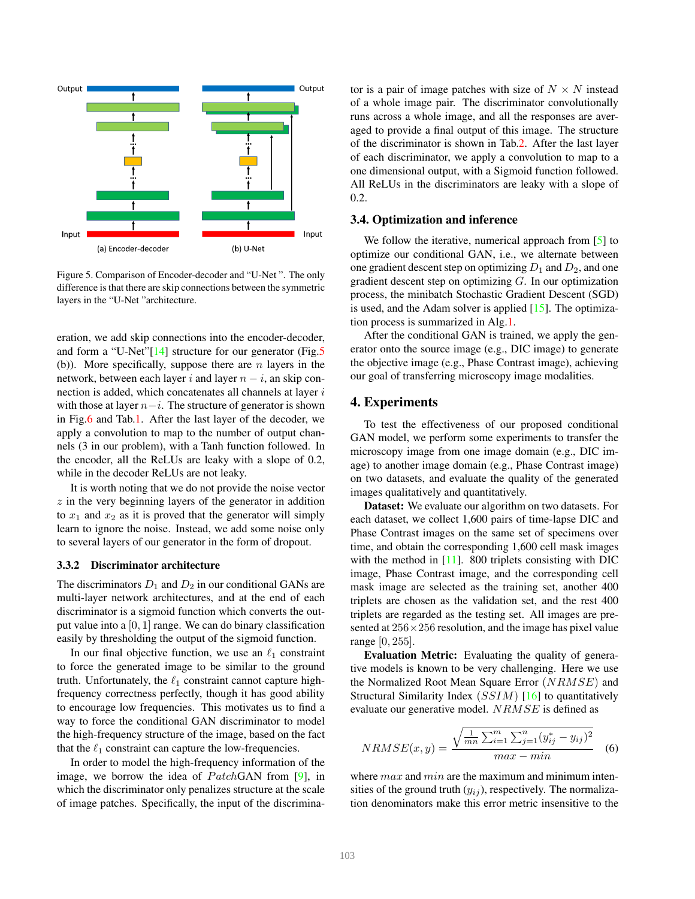Output

Input

(a) Encoder-decoder

Output

Input

(b) U-Net

Figure 5. Comparison of Encoder-decoder and "U-Net". The only difference is that there are skip connections between the symmetric layers in the "U-Net "architecture.

eration, we add skip connections into the encoder-decoder, and form a "U-Net"[14] structure for our generator (Fig.5 (b)). More specifically, suppose there are $n$ layers in the network, between each layer $i$ and layer $n-i$, an skip connection is added, which concatenates all channels at layer $i$ with those at layer $n-i$. The structure of generator is shown in Fig.6 and Tab.1. After the last layer of the decoder, we apply a convolution to map to the number of output channels (3 in our problem), with a Tanh function followed. In the encoder, all the ReLUs are leaky with a slope of 0.2, while in the decoder ReLUs are not leaky.

It is worth noting that we do not provide the noise vector $z$ in the very beginning layers of the generator in addition to $x_1$ and $x_2$ as it is proved that the generator will simply learn to ignore the noise. Instead, we add some noise only to several layers of our generator in the form of dropout.

### 3.3.2 Discriminator architecture

The discriminators $D_1$ and $D_2$ in our conditional GANs are multi-layer network architectures, and at the end of each discriminator is a sigmoid function which converts the output value into a $[0, 1]$ range. We can do binary classification easily by thresholding the output of the sigmoid function.

In our final objective function, we use an $\ell_1$ constraint to force the generated image to be similar to the ground truth. Unfortunately, the $\ell_1$ constraint cannot capture high-frequency correctness perfectly, though it has good ability to encourage low frequencies. This motivates us to find a way to force the conditional GAN discriminator to model the high-frequency structure of the image, based on the fact that the $\ell_1$ constraint can capture the low-frequencies.

In order to model the high-frequency information of the image, we borrow the idea of $Patch$GAN from [9], in which the discriminator only penalizes structure at the scale of image patches. Specifically, the input of the discriminator is a pair of image patches with size of $N \times N$ instead of a whole image pair. The discriminator convolutionally runs across a whole image, and all the responses are averaged to provide a final output of this image. The structure of the discriminator is shown in Tab.2. After the last layer of each discriminator, we apply a convolution to map to a one dimensional output, with a Sigmoid function followed. All ReLUs in the discriminators are leaky with a slope of 0.2.

## 3.4. Optimization and inference

We follow the iterative, numerical approach from [5] to optimize our conditional GAN, i.e., we alternate between one gradient descent step on optimizing $D_1$ and $D_2$, and one gradient descent step on optimizing $G$. In our optimization process, the minibatch Stochastic Gradient Descent (SGD) is used, and the Adam solver is applied [15]. The optimization process is summarized in Alg.1.

After the conditional GAN is trained, we apply the generator onto the source image (e.g., DIC image) to generate the objective image (e.g., Phase Contrast image), achieving our goal of transferring microscopy image modalities.

# 4. Experiments

To test the effectiveness of our proposed conditional GAN model, we perform some experiments to transfer the microscopy image from one image domain (e.g., DIC image) to another image domain (e.g., Phase Contrast image) on two datasets, and evaluate the quality of the generated images qualitatively and quantitatively.

**Dataset:** We evaluate our algorithm on two datasets. For each dataset, we collect 1,600 pairs of time-lapse DIC and Phase Contrast images on the same set of specimens over time, and obtain the corresponding 1,600 cell mask images with the method in [11]. 800 triplets consisting with DIC image, Phase Contrast image, and the corresponding cell mask image are selected as the training set, another 400 triplets are chosen as the validation set, and the rest 400 triplets are regarded as the testing set. All images are presented at $256 \times 256$ resolution, and the image has pixel value range $[0, 255]$.

**Evaluation Metric:** Evaluating the quality of generative models is known to be very challenging. Here we use the Normalized Root Mean Square Error $(NRMSE)$ and Structural Similarity Index $(SSIM)$ [16] to quantitatively evaluate our generative model. $NRMSE$ is defined as

$$NRMSE(x, y) = \frac{\sqrt{\frac{1}{mn} \sum_{i=1}^{m} \sum_{j=1}^{n} (y^*_{ij} - y_{ij})^2}}{max - min} \quad (6)$$

where $max$ and $min$ are the maximum and minimum intensities of the ground truth $(y_{ij})$, respectively. The normalization denominators make this error metric insensitive to the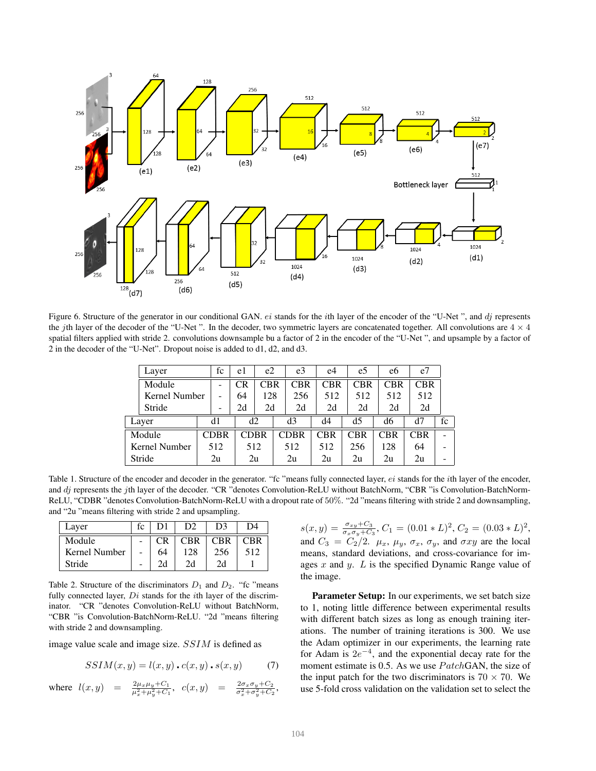Figure 6. Structure of the generator in our conditional GAN. $ei$ stands for the $i$th layer of the encoder of the "U-Net ", and $dj$ represents the $j$th layer of the decoder of the "U-Net ". In the decoder, two symmetric layers are concatenated together. All convolutions are $4 \times 4$ spatial filters applied with stride 2. convolutions downsample bu a factor of 2 in the encoder of the "U-Net ", and upsample by a factor of 2 in the decoder of the "U-Net". Dropout noise is added to d1, d2, and d3.

| Layer | fc | e1 | e2 | e3 | e4 | e5 | e6 | e7 |
|---|---|---|---|---|---|---|---|---|
| Module | - | CR | CBR | CBR | CBR | CBR | CBR | CBR |
| Kernel Number | - | 64 | 128 | 256 | 512 | 512 | 512 | 512 |
| Stride | - | 2d | 2d | 2d | 2d | 2d | 2d | 2d |

| Layer | d1 | d2 | d3 | d4 | d5 | d6 | d7 | fc |
|---|---|---|---|---|---|---|---|---|
| Module | CDBR | CDBR | CDBR | CBR | CBR | CBR | CBR | - |
| Kernel Number | 512 | 512 | 512 | 512 | 256 | 128 | 64 | - |
| Stride | 2u | 2u | 2u | 2u | 2u | 2u | 2u | - |

Table 1. Structure of the encoder and decoder in the generator. "fc "means fully connected layer, $ei$ stands for the $i$th layer of the encoder, and $dj$ represents the $j$th layer of the decoder. "CR "denotes Convolution-ReLU without BatchNorm, "CBR "is Convolution-BatchNorm-ReLU, "CDBR "denotes Convolution-BatchNorm-ReLU with a dropout rate of 50%. "2d "means filtering with stride 2 and downsampling, and "2u "means filtering with stride 2 and upsampling.

| Layer | fc | D1 | D2 | D3 | D4 |
|---|---|---|---|---|---|
| Module | - | CR | CBR | CBR | CBR |
| Kernel Number | - | 64 | 128 | 256 | 512 |
| Stride | - | 2d | 2d | 2d | 1 |

Table 2. Structure of the discriminators $D_1$ and $D_2$. "fc "means fully connected layer, $Di$ stands for the $i$th layer of the discriminator. "CR "denotes Convolution-ReLU without BatchNorm, "CBR "is Convolution-BatchNorm-ReLU. "2d "means filtering with stride 2 and downsampling.

image value scale and image size. $SSIM$ is defined as

$$SSIM(x, y) = l(x, y) \cdot c(x, y) \cdot s(x, y) \quad (7)$$

where $l(x, y) = \frac{2\mu_x\mu_y+C_1}{\mu_x^2+\mu_y^2+C_1}$, $c(x, y) = \frac{2\sigma_x\sigma_y+C_2}{\sigma_x^2+\sigma_y^2+C_2}$, $s(x, y) = \frac{\sigma_{xy}+C_3}{\sigma_x\sigma_y+C_3}$, $C_1 = (0.01 * L)^2$, $C_2 = (0.03 * L)^2$, and $C_3 = C_2/2$. $\mu_x$, $\mu_y$, $\sigma_x$, $\sigma_y$, and $\sigma xy$ are the local means, standard deviations, and cross-covariance for images $x$ and $y$. $L$ is the specified Dynamic Range value of the image.

**Parameter Setup:** In our experiments, we set batch size to 1, noting little difference between experimental results with different batch sizes as long as enough training iterations. The number of training iterations is 300. We use the Adam optimizer in our experiments, the learning rate for Adam is $2e^{-4}$, and the exponential decay rate for the moment estimate is 0.5. As we use $Patch$GAN, the size of the input patch for the two discriminators is $70 \times 70$. We use 5-fold cross validation on the validation set to select the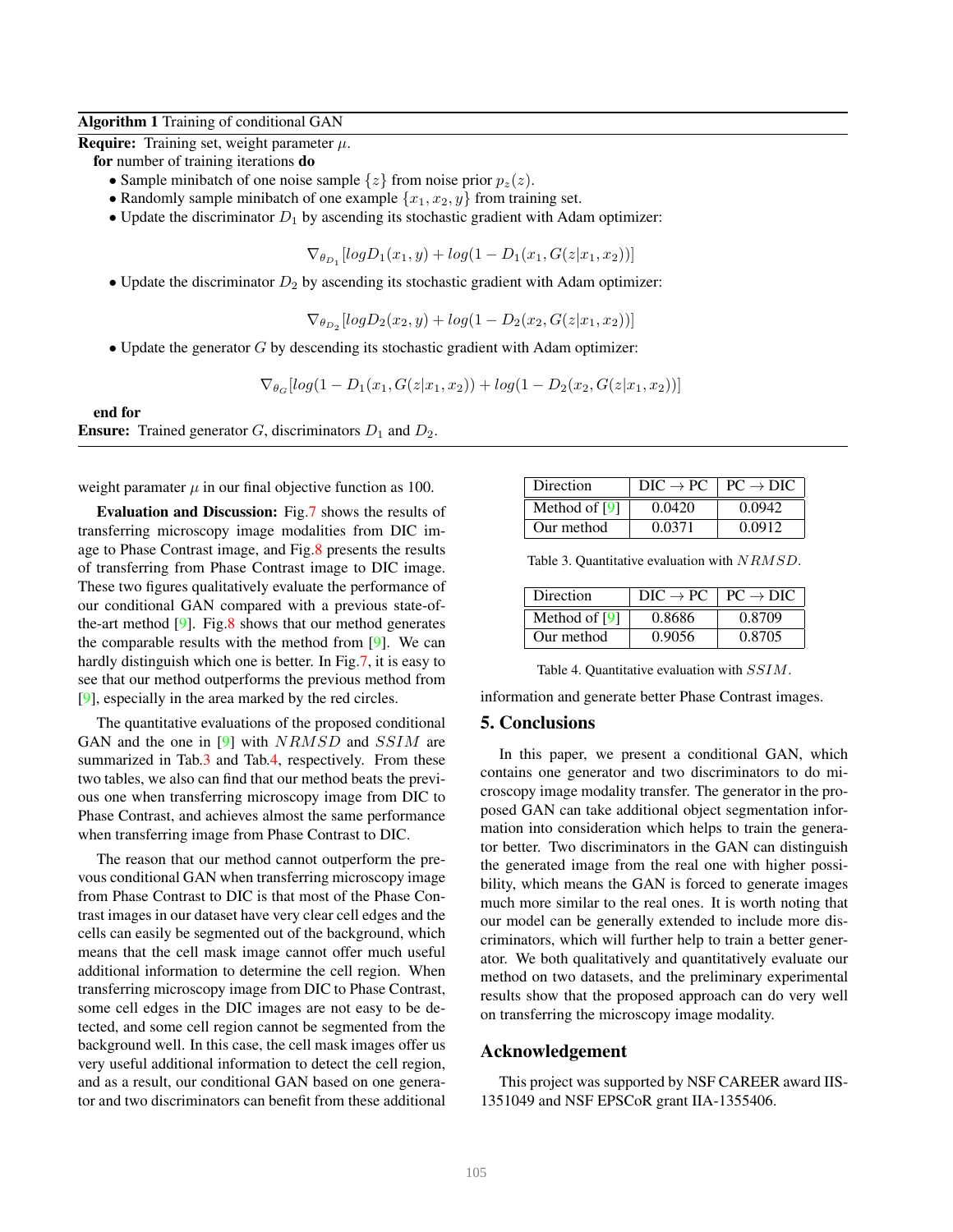**Algorithm 1** Training of conditional GAN

**Require:** Training set, weight parameter $\mu$.

**for** number of training iterations **do**

- Sample minibatch of one noise sample $\{z\}$ from noise prior $p_z(z)$.
- Randomly sample minibatch of one example $\{x_1, x_2, y\}$ from training set.
- Update the discriminator $D_1$ by ascending its stochastic gradient with Adam optimizer:

$$\nabla_{\theta_{D_1}}[logD_1(x_1, y) + log(1 - D_1(x_1, G(z|x_1, x_2))]$$

- Update the discriminator $D_2$ by ascending its stochastic gradient with Adam optimizer:

$$\nabla_{\theta_{D_2}}[logD_2(x_2, y) + log(1 - D_2(x_2, G(z|x_1, x_2))]$$

- Update the generator $G$ by descending its stochastic gradient with Adam optimizer:

$$\nabla_{\theta_G}[log(1 - D_1(x_1, G(z|x_1, x_2)) + log(1 - D_2(x_2, G(z|x_1, x_2))]$$

**end for**

**Ensure:** Trained generator $G$, discriminators $D_1$ and $D_2$.

weight paramater $\mu$ in our final objective function as 100.

**Evaluation and Discussion:** Fig.7 shows the results of transferring microscopy image modalities from DIC image to Phase Contrast image, and Fig.8 presents the results of transferring from Phase Contrast image to DIC image. These two figures qualitatively evaluate the performance of our conditional GAN compared with a previous state-of-the-art method [9]. Fig.8 shows that our method generates the comparable results with the method from [9]. We can hardly distinguish which one is better. In Fig.7, it is easy to see that our method outperforms the previous method from [9], especially in the area marked by the red circles.

The quantitative evaluations of the proposed conditional GAN and the one in [9] with $NRMSD$ and $SSIM$ are summarized in Tab.3 and Tab.4, respectively. From these two tables, we also can find that our method beats the previous one when transferring microscopy image from DIC to Phase Contrast, and achieves almost the same performance when transferring image from Phase Contrast to DIC.

The reason that our method cannot outperform the prevous conditional GAN when transferring microscopy image from Phase Contrast to DIC is that most of the Phase Contrast images in our dataset have very clear cell edges and the cells can easily be segmented out of the background, which means that the cell mask image cannot offer much useful additional information to determine the cell region. When transferring microscopy image from DIC to Phase Contrast, some cell edges in the DIC images are not easy to be detected, and some cell region cannot be segmented from the background well. In this case, the cell mask images offer us very useful additional information to detect the cell region, and as a result, our conditional GAN based on one generator and two discriminators can benefit from these additional information and generate better Phase Contrast images.

| Direction | DIC → PC | PC → DIC |
|---|---|---|
| Method of [9] | 0.0420 | 0.0942 |
| Our method | 0.0371 | 0.0912 |

Table 3. Quantitative evaluation with $NRMSD$.

| Direction | DIC → PC | PC → DIC |
|---|---|---|
| Method of [9] | 0.8686 | 0.8709 |
| Our method | 0.9056 | 0.8705 |

Table 4. Quantitative evaluation with $SSIM$.

## 5. Conclusions

In this paper, we present a conditional GAN, which contains one generator and two discriminators to do microscopy image modality transfer. The generator in the proposed GAN can take additional object segmentation information into consideration which helps to train the generator better. Two discriminators in the GAN can distinguish the generated image from the real one with higher possibility, which means the GAN is forced to generate images much more similar to the real ones. It is worth noting that our model can be generally extended to include more discriminators, which will further help to train a better generator. We both qualitatively and quantitatively evaluate our method on two datasets, and the preliminary experimental results show that the proposed approach can do very well on transferring the microscopy image modality.

## Acknowledgement

This project was supported by NSF CAREER award IIS-1351049 and NSF EPSCoR grant IIA-1355406.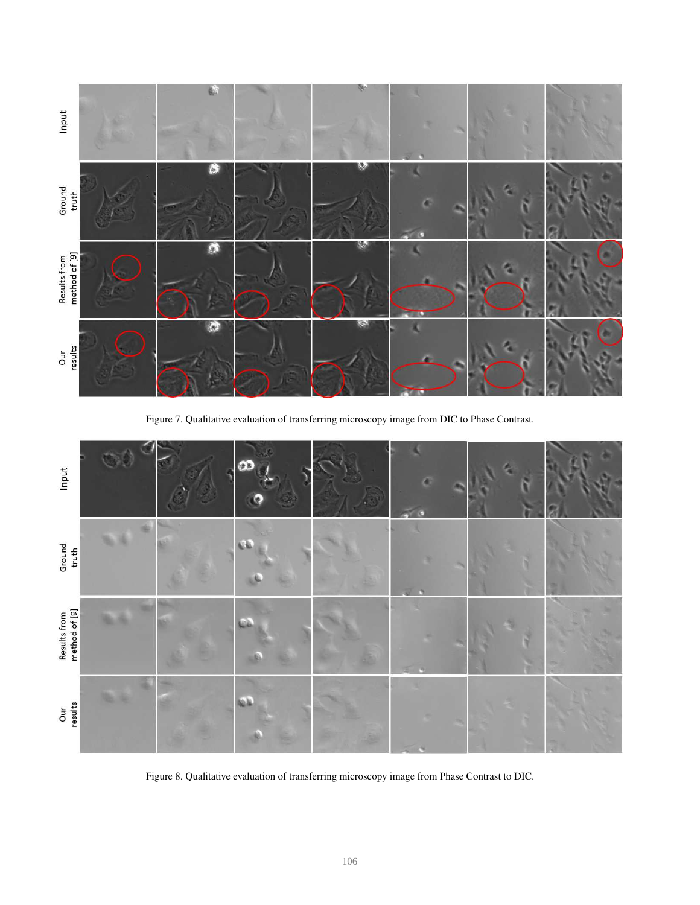Input

Ground truth

Results from method of [9]

Our results

Figure 7. Qualitative evaluation of transferring microscopy image from DIC to Phase Contrast.

Input

Ground truth

Results from method of [9]

Our results

Figure 8. Qualitative evaluation of transferring microscopy image from Phase Contrast to DIC.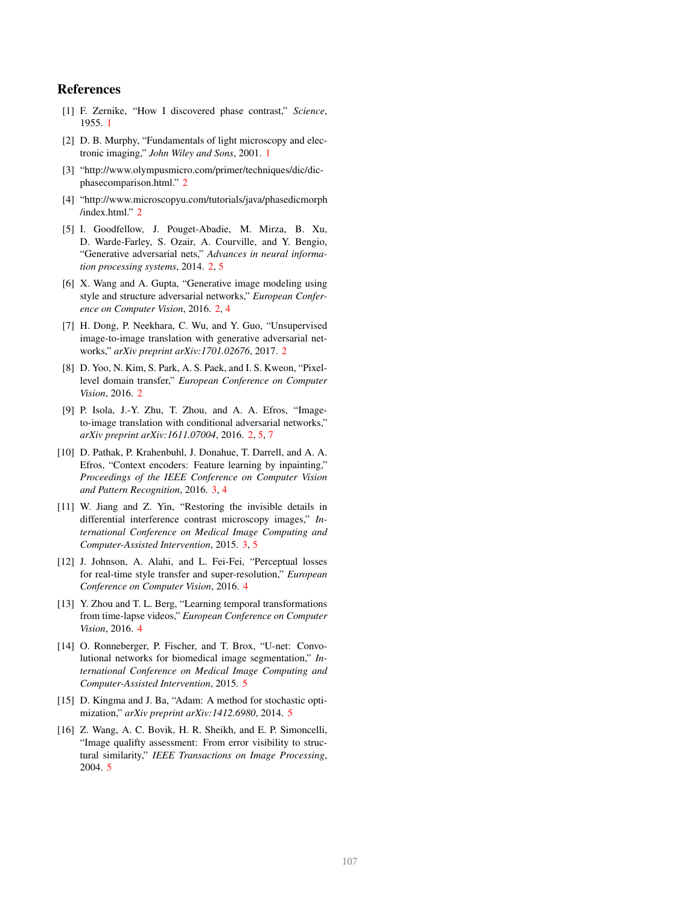## References

[1] F. Zernike, "How I discovered phase contrast," *Science*, 1955. 1

[2] D. B. Murphy, "Fundamentals of light microscopy and electronic imaging," *John Wiley and Sons*, 2001. 1

[3] "http://www.olympusmicro.com/primer/techniques/dic/dicphasecomparison.html." 2

[4] "http://www.microscopyu.com/tutorials/java/phasedicmorph/index.html." 2

[5] I. Goodfellow, J. Pouget-Abadie, M. Mirza, B. Xu, D. Warde-Farley, S. Ozair, A. Courville, and Y. Bengio, "Generative adversarial nets," *Advances in neural information processing systems*, 2014. 2, 5

[6] X. Wang and A. Gupta, "Generative image modeling using style and structure adversarial networks," *European Conference on Computer Vision*, 2016. 2, 4

[7] H. Dong, P. Neekhara, C. Wu, and Y. Guo, "Unsupervised image-to-image translation with generative adversarial networks," *arXiv preprint arXiv:1701.02676*, 2017. 2

[8] D. Yoo, N. Kim, S. Park, A. S. Paek, and I. S. Kweon, "Pixel-level domain transfer," *European Conference on Computer Vision*, 2016. 2

[9] P. Isola, J.-Y. Zhu, T. Zhou, and A. A. Efros, "Image-to-image translation with conditional adversarial networks," *arXiv preprint arXiv:1611.07004*, 2016. 2, 5, 7

[10] D. Pathak, P. Krahenbuhl, J. Donahue, T. Darrell, and A. A. Efros, "Context encoders: Feature learning by inpainting," *Proceedings of the IEEE Conference on Computer Vision and Pattern Recognition*, 2016. 3, 4

[11] W. Jiang and Z. Yin, "Restoring the invisible details in differential interference contrast microscopy images," *International Conference on Medical Image Computing and Computer-Assisted Intervention*, 2015. 3, 5

[12] J. Johnson, A. Alahi, and L. Fei-Fei, "Perceptual losses for real-time style transfer and super-resolution," *European Conference on Computer Vision*, 2016. 4

[13] Y. Zhou and T. L. Berg, "Learning temporal transformations from time-lapse videos," *European Conference on Computer Vision*, 2016. 4

[14] O. Ronneberger, P. Fischer, and T. Brox, "U-net: Convolutional networks for biomedical image segmentation," *International Conference on Medical Image Computing and Computer-Assisted Intervention*, 2015. 5

[15] D. Kingma and J. Ba, "Adam: A method for stochastic optimization," *arXiv preprint arXiv:1412.6980*, 2014. 5

[16] Z. Wang, A. C. Bovik, H. R. Sheikh, and E. P. Simoncelli, "Image qualifty assessment: From error visibility to structural similarity," *IEEE Transactions on Image Processing*, 2004. 5